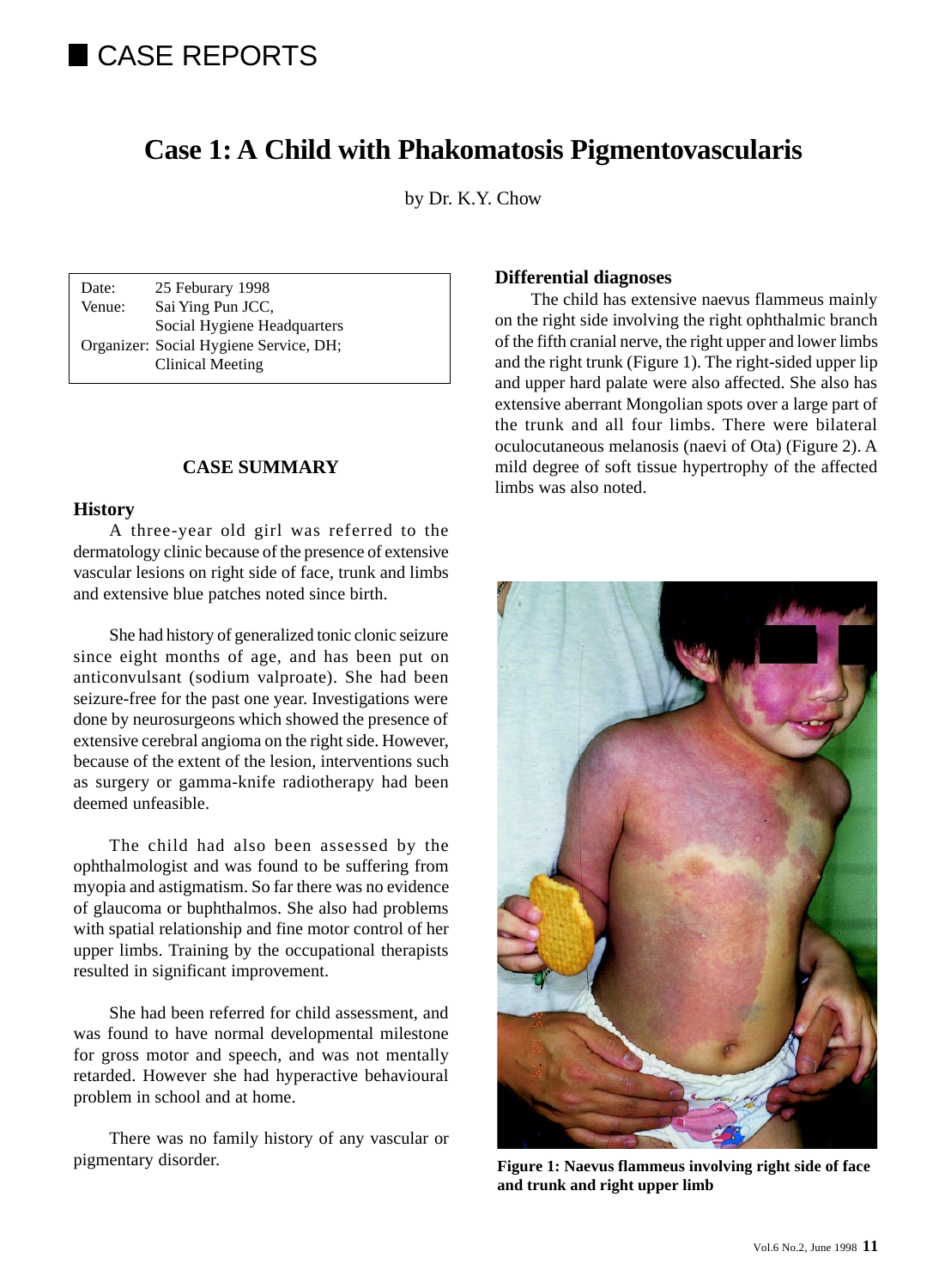# CASE REPORTS

## Case 1: A Child with Phakomatosis Pigmentovascularis

by Dr. K.Y. Chow

| | |
|---|---|
| Date: | 25 Feburary 1998 |
| Venue: | Sai Ying Pun JCC, Social Hygiene Headquarters |
| Organizer: | Social Hygiene Service, DH; Clinical Meeting |

### CASE SUMMARY

#### History

A three-year old girl was referred to the dermatology clinic because of the presence of extensive vascular lesions on right side of face, trunk and limbs and extensive blue patches noted since birth.

She had history of generalized tonic clonic seizure since eight months of age, and has been put on anticonvulsant (sodium valproate). She had been seizure-free for the past one year. Investigations were done by neurosurgeons which showed the presence of extensive cerebral angioma on the right side. However, because of the extent of the lesion, interventions such as surgery or gamma-knife radiotherapy had been deemed unfeasible.

The child had also been assessed by the ophthalmologist and was found to be suffering from myopia and astigmatism. So far there was no evidence of glaucoma or buphthalmos. She also had problems with spatial relationship and fine motor control of her upper limbs. Training by the occupational therapists resulted in significant improvement.

She had been referred for child assessment, and was found to have normal developmental milestone for gross motor and speech, and was not mentally retarded. However she had hyperactive behavioural problem in school and at home.

There was no family history of any vascular or pigmentary disorder.

#### Differential diagnoses

The child has extensive naevus flammeus mainly on the right side involving the right ophthalmic branch of the fifth cranial nerve, the right upper and lower limbs and the right trunk (Figure 1). The right-sided upper lip and upper hard palate were also affected. She also has extensive aberrant Mongolian spots over a large part of the trunk and all four limbs. There were bilateral oculocutaneous melanosis (naevi of Ota) (Figure 2). A mild degree of soft tissue hypertrophy of the affected limbs was also noted.

**Figure 1: Naevus flammeus involving right side of face and trunk and right upper limb**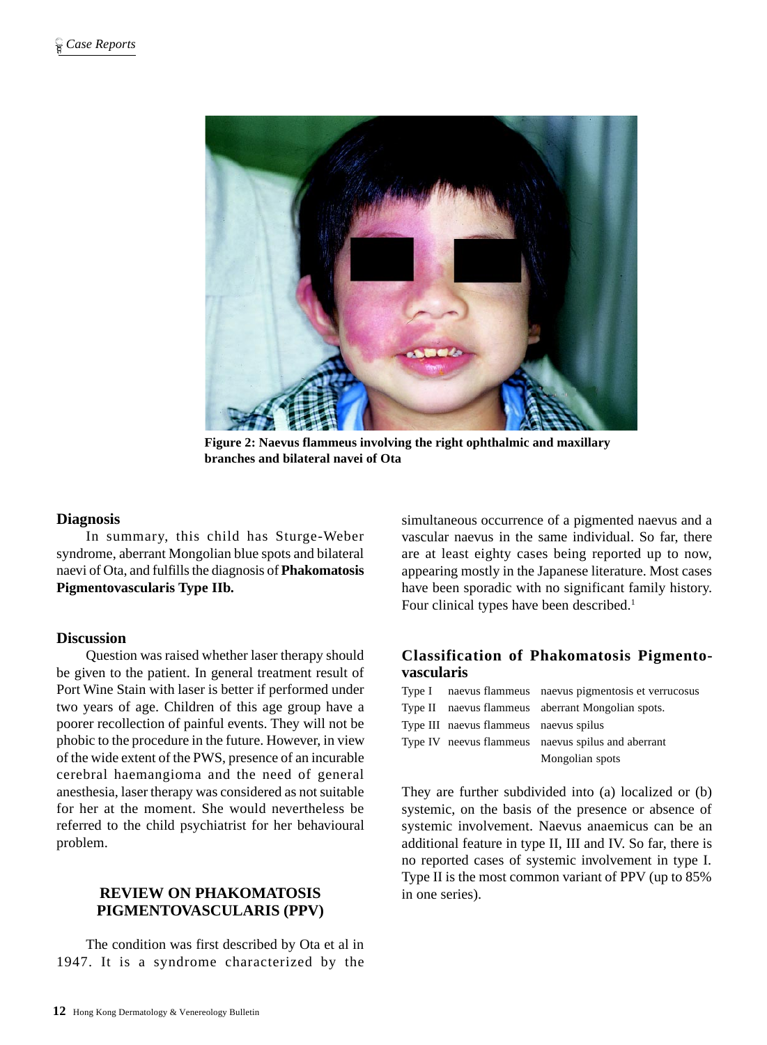Figure 2: Naevus flammeus involving the right ophthalmic and maxillary branches and bilateral navei of Ota

## Diagnosis

In summary, this child has Sturge-Weber syndrome, aberrant Mongolian blue spots and bilateral naevi of Ota, and fulfills the diagnosis of **Phakomatosis Pigmentovascularis Type IIb.**

## Discussion

Question was raised whether laser therapy should be given to the patient. In general treatment result of Port Wine Stain with laser is better if performed under two years of age. Children of this age group have a poorer recollection of painful events. They will not be phobic to the procedure in the future. However, in view of the wide extent of the PWS, presence of an incurable cerebral haemangioma and the need of general anesthesia, laser therapy was considered as not suitable for her at the moment. She would nevertheless be referred to the child psychiatrist for her behavioural problem.

## REVIEW ON PHAKOMATOSIS PIGMENTOVASCULARIS (PPV)

The condition was first described by Ota et al in 1947. It is a syndrome characterized by the simultaneous occurrence of a pigmented naevus and a vascular naevus in the same individual. So far, there are at least eighty cases being reported up to now, appearing mostly in the Japanese literature. Most cases have been sporadic with no significant family history. Four clinical types have been described.[1]

### Classification of Phakomatosis Pigmentovascularis

| | | |
|---|---|---|
| Type I | naevus flammeus | naevus pigmentosis et verrucosus |
| Type II | naevus flammeus | aberrant Mongolian spots. |
| Type III | naevus flammeus | naevus spilus |
| Type IV | neevus flammeus | naevus spilus and aberrant Mongolian spots |

They are further subdivided into (a) localized or (b) systemic, on the basis of the presence or absence of systemic involvement. Naevus anaemicus can be an additional feature in type II, III and IV. So far, there is no reported cases of systemic involvement in type I. Type II is the most common variant of PPV (up to 85% in one series).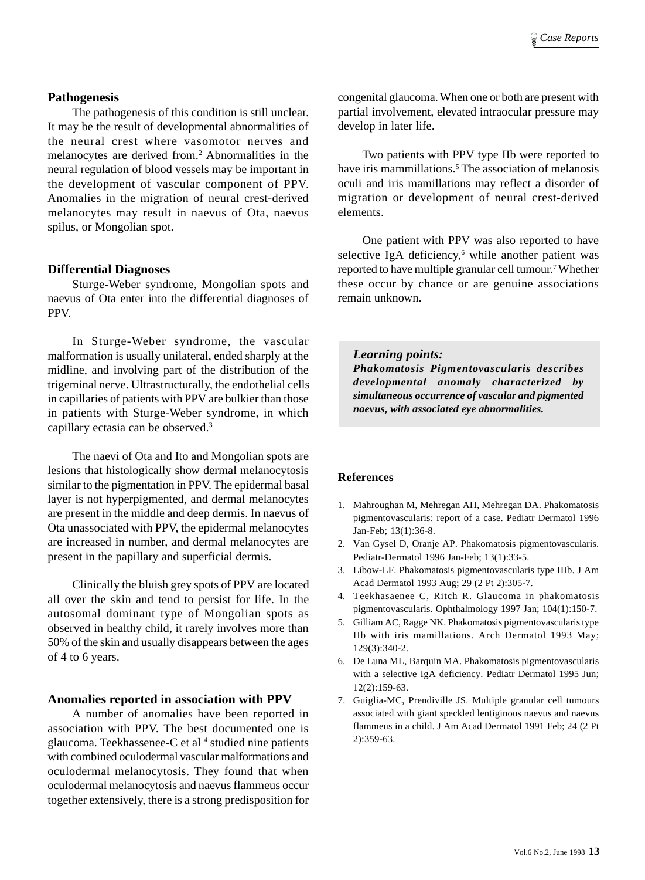## Pathogenesis

The pathogenesis of this condition is still unclear. It may be the result of developmental abnormalities of the neural crest where vasomotor nerves and melanocytes are derived from.[2] Abnormalities in the neural regulation of blood vessels may be important in the development of vascular component of PPV. Anomalies in the migration of neural crest-derived melanocytes may result in naevus of Ota, naevus spilus, or Mongolian spot.

## Differential Diagnoses

Sturge-Weber syndrome, Mongolian spots and naevus of Ota enter into the differential diagnoses of PPV.

In Sturge-Weber syndrome, the vascular malformation is usually unilateral, ended sharply at the midline, and involving part of the distribution of the trigeminal nerve. Ultrastructurally, the endothelial cells in capillaries of patients with PPV are bulkier than those in patients with Sturge-Weber syndrome, in which capillary ectasia can be observed.[3]

The naevi of Ota and Ito and Mongolian spots are lesions that histologically show dermal melanocytosis similar to the pigmentation in PPV. The epidermal basal layer is not hyperpigmented, and dermal melanocytes are present in the middle and deep dermis. In naevus of Ota unassociated with PPV, the epidermal melanocytes are increased in number, and dermal melanocytes are present in the papillary and superficial dermis.

Clinically the bluish grey spots of PPV are located all over the skin and tend to persist for life. In the autosomal dominant type of Mongolian spots as observed in healthy child, it rarely involves more than 50% of the skin and usually disappears between the ages of 4 to 6 years.

## Anomalies reported in association with PPV

A number of anomalies have been reported in association with PPV. The best documented one is glaucoma. Teekhassenee-C et al [4] studied nine patients with combined oculodermal vascular malformations and oculodermal melanocytosis. They found that when oculodermal melanocytosis and naevus flammeus occur together extensively, there is a strong predisposition for congenital glaucoma. When one or both are present with partial involvement, elevated intraocular pressure may develop in later life.

Two patients with PPV type IIb were reported to have iris mammillations.[5] The association of melanosis oculi and iris mamillations may reflect a disorder of migration or development of neural crest-derived elements.

One patient with PPV was also reported to have selective IgA deficiency,[6] while another patient was reported to have multiple granular cell tumour.[7] Whether these occur by chance or are genuine associations remain unknown.

> ***Learning points:***
> ***Phakomatosis Pigmentovascularis describes developmental anomaly characterized by simultaneous occurrence of vascular and pigmented naevus, with associated eye abnormalities.***

## References

1. Mahroughan M, Mehregan AH, Mehregan DA. Phakomatosis pigmentovascularis: report of a case. Pediatr Dermatol 1996 Jan-Feb; 13(1):36-8.
2. Van Gysel D, Oranje AP. Phakomatosis pigmentovascularis. Pediatr-Dermatol 1996 Jan-Feb; 13(1):33-5.
3. Libow-LF. Phakomatosis pigmentovascularis type IIIb. J Am Acad Dermatol 1993 Aug; 29 (2 Pt 2):305-7.
4. Teekhasaenee C, Ritch R. Glaucoma in phakomatosis pigmentovascularis. Ophthalmology 1997 Jan; 104(1):150-7.
5. Gilliam AC, Ragge NK. Phakomatosis pigmentovascularis type IIb with iris mamillations. Arch Dermatol 1993 May; 129(3):340-2.
6. De Luna ML, Barquin MA. Phakomatosis pigmentovascularis with a selective IgA deficiency. Pediatr Dermatol 1995 Jun; 12(2):159-63.
7. Guiglia-MC, Prendiville JS. Multiple granular cell tumours associated with giant speckled lentiginous naevus and naevus flammeus in a child. J Am Acad Dermatol 1991 Feb; 24 (2 Pt 2):359-63.